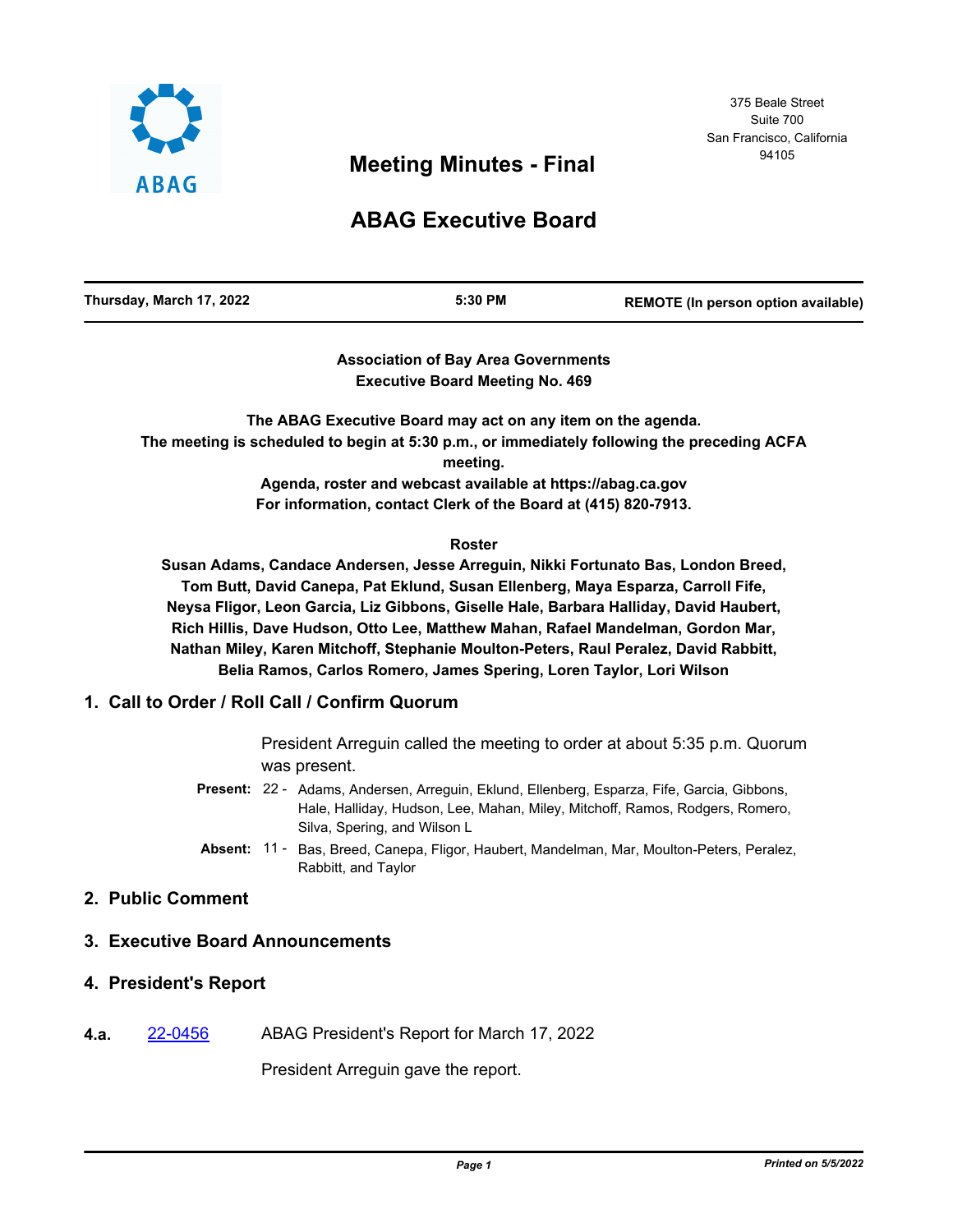375 Beale Street
Suite 700
San Francisco, California
94105

# Meeting Minutes - Final

# ABAG Executive Board

| Thursday, March 17, 2022 | 5:30 PM | REMOTE (In person option available) |
|---|---|---|

**Association of Bay Area Governments**
**Executive Board Meeting No. 469**

**The ABAG Executive Board may act on any item on the agenda.**
**The meeting is scheduled to begin at 5:30 p.m., or immediately following the preceding ACFA meeting.**
**Agenda, roster and webcast available at https://abag.ca.gov**
**For information, contact Clerk of the Board at (415) 820-7913.**

**Roster**

**Susan Adams, Candace Andersen, Jesse Arreguin, Nikki Fortunato Bas, London Breed, Tom Butt, David Canepa, Pat Eklund, Susan Ellenberg, Maya Esparza, Carroll Fife, Neysa Fligor, Leon Garcia, Liz Gibbons, Giselle Hale, Barbara Halliday, David Haubert, Rich Hillis, Dave Hudson, Otto Lee, Matthew Mahan, Rafael Mandelman, Gordon Mar, Nathan Miley, Karen Mitchoff, Stephanie Moulton-Peters, Raul Peralez, David Rabbitt, Belia Ramos, Carlos Romero, James Spering, Loren Taylor, Lori Wilson**

## 1. Call to Order / Roll Call / Confirm Quorum

President Arreguin called the meeting to order at about 5:35 p.m. Quorum was present.

**Present:** 22 - Adams, Andersen, Arreguin, Eklund, Ellenberg, Esparza, Fife, Garcia, Gibbons, Hale, Halliday, Hudson, Lee, Mahan, Miley, Mitchoff, Ramos, Rodgers, Romero, Silva, Spering, and Wilson L

**Absent:** 11 - Bas, Breed, Canepa, Fligor, Haubert, Mandelman, Mar, Moulton-Peters, Peralez, Rabbitt, and Taylor

## 2. Public Comment

## 3. Executive Board Announcements

## 4. President's Report

**4.a.** 22-0456 ABAG President's Report for March 17, 2022

President Arreguin gave the report.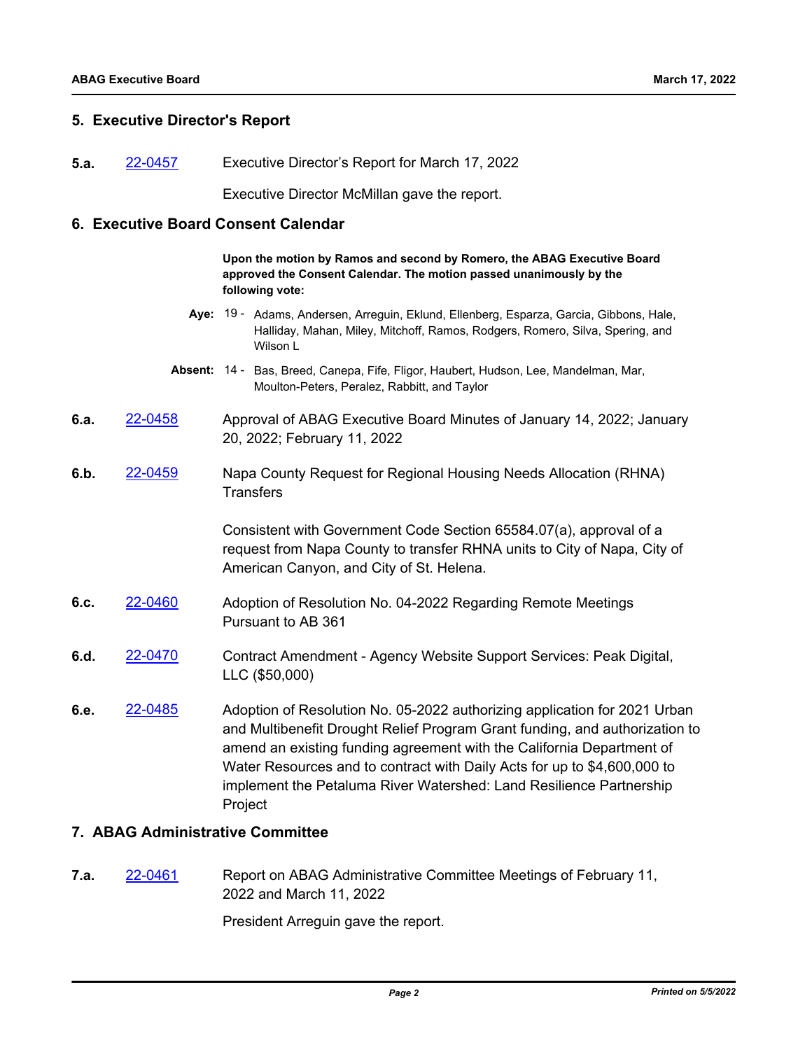## 5. Executive Director's Report

**5.a.** 22-0457 Executive Director's Report for March 17, 2022

Executive Director McMillan gave the report.

## 6. Executive Board Consent Calendar

**Upon the motion by Ramos and second by Romero, the ABAG Executive Board approved the Consent Calendar. The motion passed unanimously by the following vote:**

**Aye:** 19 - Adams, Andersen, Arreguin, Eklund, Ellenberg, Esparza, Garcia, Gibbons, Hale, Halliday, Mahan, Miley, Mitchoff, Ramos, Rodgers, Romero, Silva, Spering, and Wilson L

**Absent:** 14 - Bas, Breed, Canepa, Fife, Fligor, Haubert, Hudson, Lee, Mandelman, Mar, Moulton-Peters, Peralez, Rabbitt, and Taylor

**6.a.** 22-0458 Approval of ABAG Executive Board Minutes of January 14, 2022; January 20, 2022; February 11, 2022

**6.b.** 22-0459 Napa County Request for Regional Housing Needs Allocation (RHNA) Transfers

Consistent with Government Code Section 65584.07(a), approval of a request from Napa County to transfer RHNA units to City of Napa, City of American Canyon, and City of St. Helena.

**6.c.** 22-0460 Adoption of Resolution No. 04-2022 Regarding Remote Meetings Pursuant to AB 361

**6.d.** 22-0470 Contract Amendment - Agency Website Support Services: Peak Digital, LLC ($50,000)

**6.e.** 22-0485 Adoption of Resolution No. 05-2022 authorizing application for 2021 Urban and Multibenefit Drought Relief Program Grant funding, and authorization to amend an existing funding agreement with the California Department of Water Resources and to contract with Daily Acts for up to $4,600,000 to implement the Petaluma River Watershed: Land Resilience Partnership Project

## 7. ABAG Administrative Committee

**7.a.** 22-0461 Report on ABAG Administrative Committee Meetings of February 11, 2022 and March 11, 2022

President Arreguin gave the report.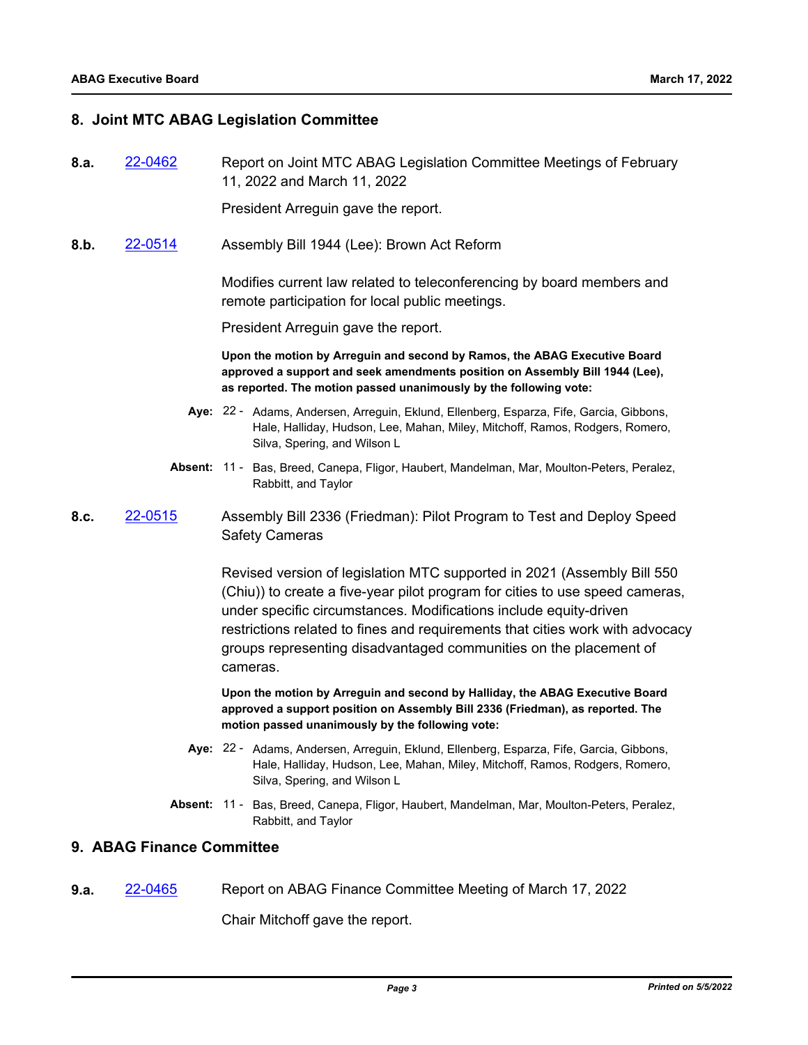## 8. Joint MTC ABAG Legislation Committee

**8.a.** 22-0462 Report on Joint MTC ABAG Legislation Committee Meetings of February 11, 2022 and March 11, 2022

President Arreguin gave the report.

**8.b.** 22-0514 Assembly Bill 1944 (Lee): Brown Act Reform

Modifies current law related to teleconferencing by board members and remote participation for local public meetings.

President Arreguin gave the report.

**Upon the motion by Arreguin and second by Ramos, the ABAG Executive Board approved a support and seek amendments position on Assembly Bill 1944 (Lee), as reported. The motion passed unanimously by the following vote:**

**Aye:** 22 - Adams, Andersen, Arreguin, Eklund, Ellenberg, Esparza, Fife, Garcia, Gibbons, Hale, Halliday, Hudson, Lee, Mahan, Miley, Mitchoff, Ramos, Rodgers, Romero, Silva, Spering, and Wilson L

**Absent:** 11 - Bas, Breed, Canepa, Fligor, Haubert, Mandelman, Mar, Moulton-Peters, Peralez, Rabbitt, and Taylor

**8.c.** 22-0515 Assembly Bill 2336 (Friedman): Pilot Program to Test and Deploy Speed Safety Cameras

Revised version of legislation MTC supported in 2021 (Assembly Bill 550 (Chiu)) to create a five-year pilot program for cities to use speed cameras, under specific circumstances. Modifications include equity-driven restrictions related to fines and requirements that cities work with advocacy groups representing disadvantaged communities on the placement of cameras.

**Upon the motion by Arreguin and second by Halliday, the ABAG Executive Board approved a support position on Assembly Bill 2336 (Friedman), as reported. The motion passed unanimously by the following vote:**

**Aye:** 22 - Adams, Andersen, Arreguin, Eklund, Ellenberg, Esparza, Fife, Garcia, Gibbons, Hale, Halliday, Hudson, Lee, Mahan, Miley, Mitchoff, Ramos, Rodgers, Romero, Silva, Spering, and Wilson L

**Absent:** 11 - Bas, Breed, Canepa, Fligor, Haubert, Mandelman, Mar, Moulton-Peters, Peralez, Rabbitt, and Taylor

## 9. ABAG Finance Committee

**9.a.** 22-0465 Report on ABAG Finance Committee Meeting of March 17, 2022

Chair Mitchoff gave the report.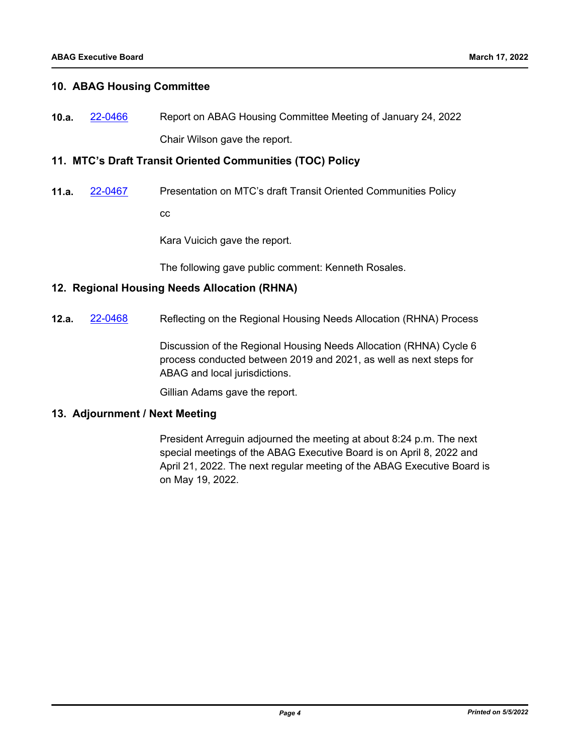## 10. ABAG Housing Committee

**10.a.** 22-0466 Report on ABAG Housing Committee Meeting of January 24, 2022

Chair Wilson gave the report.

## 11. MTC's Draft Transit Oriented Communities (TOC) Policy

**11.a.** 22-0467 Presentation on MTC's draft Transit Oriented Communities Policy

cc

Kara Vuicich gave the report.

The following gave public comment: Kenneth Rosales.

## 12. Regional Housing Needs Allocation (RHNA)

**12.a.** 22-0468 Reflecting on the Regional Housing Needs Allocation (RHNA) Process

Discussion of the Regional Housing Needs Allocation (RHNA) Cycle 6 process conducted between 2019 and 2021, as well as next steps for ABAG and local jurisdictions.

Gillian Adams gave the report.

## 13. Adjournment / Next Meeting

President Arreguin adjourned the meeting at about 8:24 p.m. The next special meetings of the ABAG Executive Board is on April 8, 2022 and April 21, 2022. The next regular meeting of the ABAG Executive Board is on May 19, 2022.